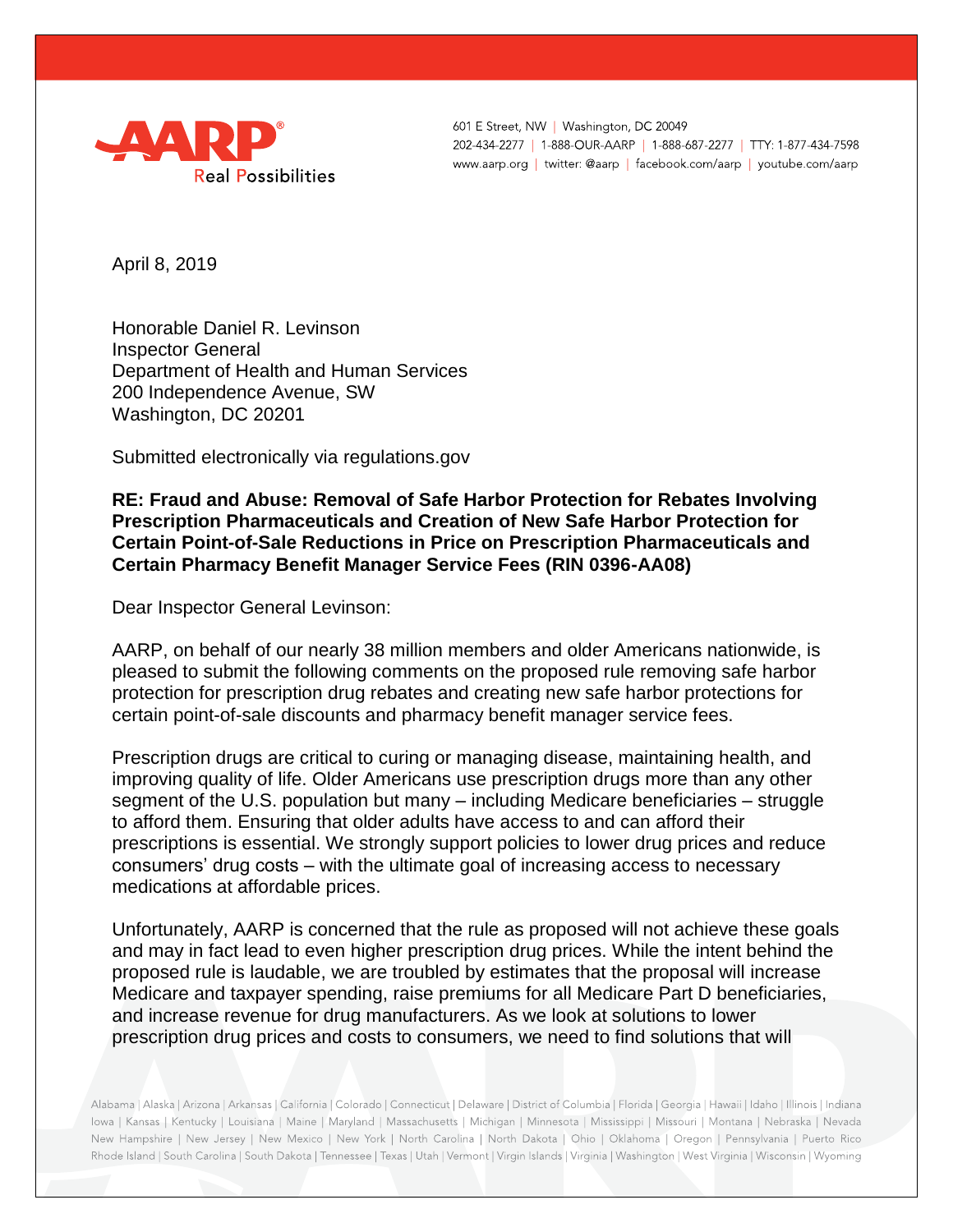601 E Street, NW | Washington, DC 20049
202-434-2277 | 1-888-OUR-AARP | 1-888-687-2277 | TTY: 1-877-434-7598
www.aarp.org | twitter: @aarp | facebook.com/aarp | youtube.com/aarp

April 8, 2019

Honorable Daniel R. Levinson
Inspector General
Department of Health and Human Services
200 Independence Avenue, SW
Washington, DC 20201

Submitted electronically via regulations.gov

**RE: Fraud and Abuse: Removal of Safe Harbor Protection for Rebates Involving Prescription Pharmaceuticals and Creation of New Safe Harbor Protection for Certain Point-of-Sale Reductions in Price on Prescription Pharmaceuticals and Certain Pharmacy Benefit Manager Service Fees (RIN 0396-AA08)**

Dear Inspector General Levinson:

AARP, on behalf of our nearly 38 million members and older Americans nationwide, is pleased to submit the following comments on the proposed rule removing safe harbor protection for prescription drug rebates and creating new safe harbor protections for certain point-of-sale discounts and pharmacy benefit manager service fees.

Prescription drugs are critical to curing or managing disease, maintaining health, and improving quality of life. Older Americans use prescription drugs more than any other segment of the U.S. population but many – including Medicare beneficiaries – struggle to afford them. Ensuring that older adults have access to and can afford their prescriptions is essential. We strongly support policies to lower drug prices and reduce consumers' drug costs – with the ultimate goal of increasing access to necessary medications at affordable prices.

Unfortunately, AARP is concerned that the rule as proposed will not achieve these goals and may in fact lead to even higher prescription drug prices. While the intent behind the proposed rule is laudable, we are troubled by estimates that the proposal will increase Medicare and taxpayer spending, raise premiums for all Medicare Part D beneficiaries, and increase revenue for drug manufacturers. As we look at solutions to lower prescription drug prices and costs to consumers, we need to find solutions that will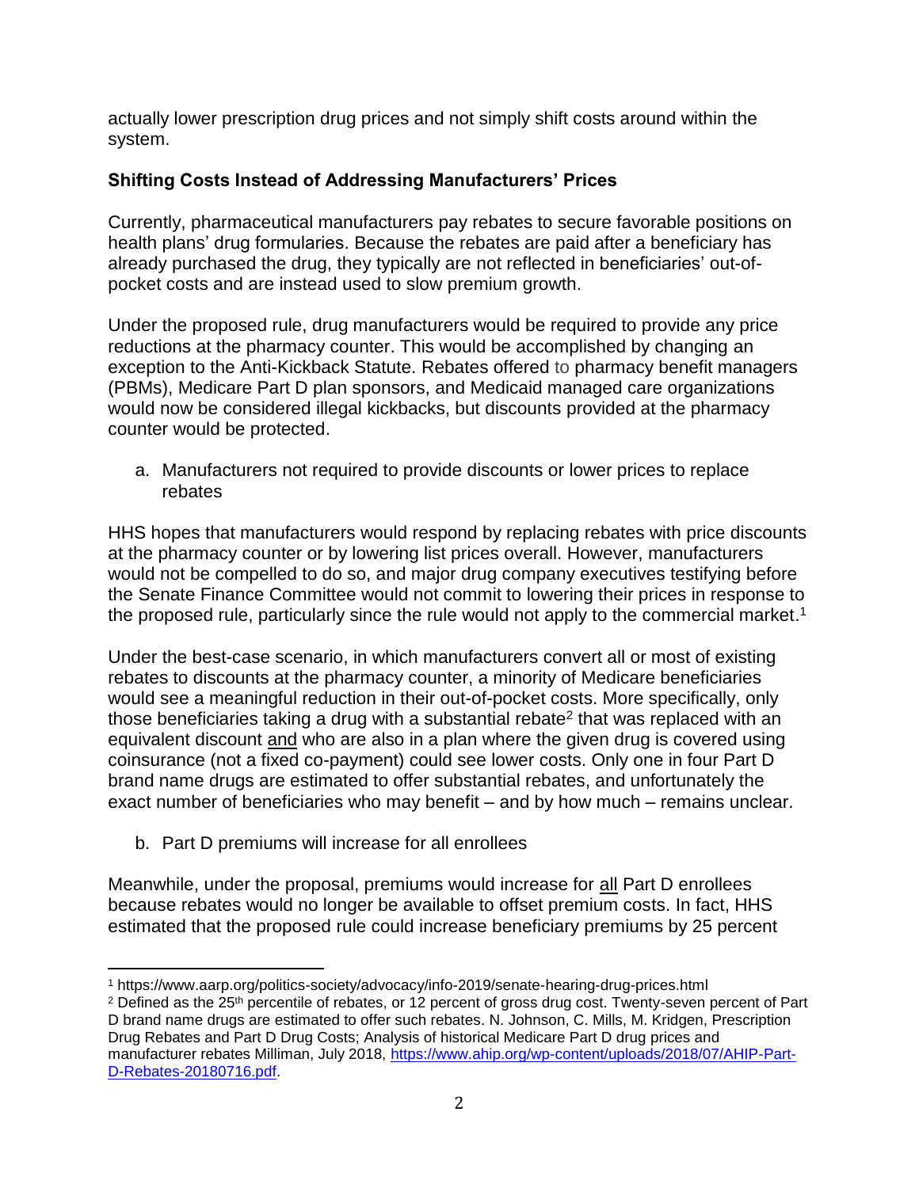actually lower prescription drug prices and not simply shift costs around within the system.

**Shifting Costs Instead of Addressing Manufacturers' Prices**

Currently, pharmaceutical manufacturers pay rebates to secure favorable positions on health plans' drug formularies. Because the rebates are paid after a beneficiary has already purchased the drug, they typically are not reflected in beneficiaries' out-of-pocket costs and are instead used to slow premium growth.

Under the proposed rule, drug manufacturers would be required to provide any price reductions at the pharmacy counter. This would be accomplished by changing an exception to the Anti-Kickback Statute. Rebates offered to pharmacy benefit managers (PBMs), Medicare Part D plan sponsors, and Medicaid managed care organizations would now be considered illegal kickbacks, but discounts provided at the pharmacy counter would be protected.

a. Manufacturers not required to provide discounts or lower prices to replace rebates

HHS hopes that manufacturers would respond by replacing rebates with price discounts at the pharmacy counter or by lowering list prices overall. However, manufacturers would not be compelled to do so, and major drug company executives testifying before the Senate Finance Committee would not commit to lowering their prices in response to the proposed rule, particularly since the rule would not apply to the commercial market.[1]

Under the best-case scenario, in which manufacturers convert all or most of existing rebates to discounts at the pharmacy counter, a minority of Medicare beneficiaries would see a meaningful reduction in their out-of-pocket costs. More specifically, only those beneficiaries taking a drug with a substantial rebate[2] that was replaced with an equivalent discount <u>and</u> who are also in a plan where the given drug is covered using coinsurance (not a fixed co-payment) could see lower costs. Only one in four Part D brand name drugs are estimated to offer substantial rebates, and unfortunately the exact number of beneficiaries who may benefit – and by how much – remains unclear.

b. Part D premiums will increase for all enrollees

Meanwhile, under the proposal, premiums would increase for <u>all</u> Part D enrollees because rebates would no longer be available to offset premium costs. In fact, HHS estimated that the proposed rule could increase beneficiary premiums by 25 percent

---

[1] https://www.aarp.org/politics-society/advocacy/info-2019/senate-hearing-drug-prices.html

[2] Defined as the 25th percentile of rebates, or 12 percent of gross drug cost. Twenty-seven percent of Part D brand name drugs are estimated to offer such rebates. N. Johnson, C. Mills, M. Kridgen, Prescription Drug Rebates and Part D Drug Costs; Analysis of historical Medicare Part D drug prices and manufacturer rebates Milliman, July 2018, https://www.ahip.org/wp-content/uploads/2018/07/AHIP-Part-D-Rebates-20180716.pdf.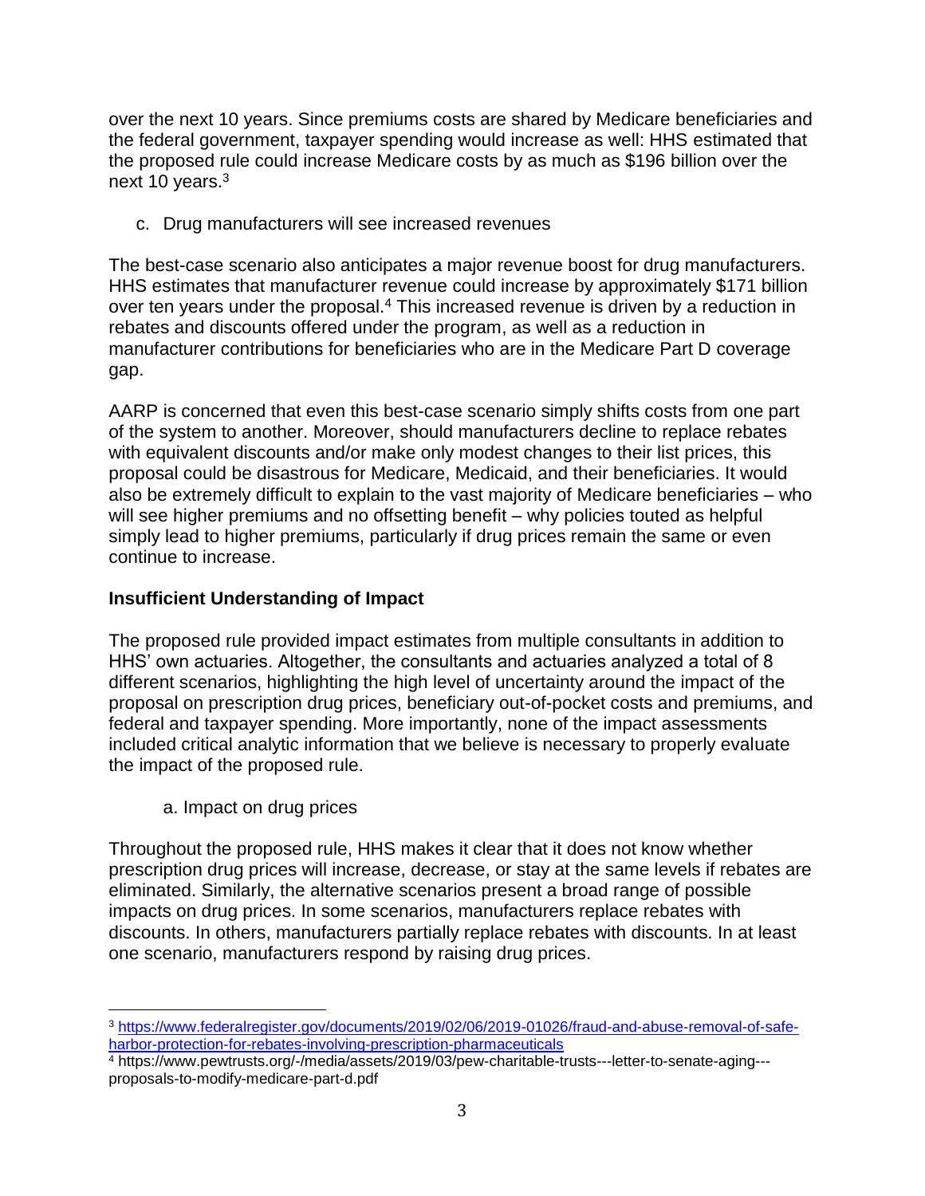over the next 10 years. Since premiums costs are shared by Medicare beneficiaries and the federal government, taxpayer spending would increase as well: HHS estimated that the proposed rule could increase Medicare costs by as much as $196 billion over the next 10 years.[3]

c. Drug manufacturers will see increased revenues

The best-case scenario also anticipates a major revenue boost for drug manufacturers. HHS estimates that manufacturer revenue could increase by approximately $171 billion over ten years under the proposal.[4] This increased revenue is driven by a reduction in rebates and discounts offered under the program, as well as a reduction in manufacturer contributions for beneficiaries who are in the Medicare Part D coverage gap.

AARP is concerned that even this best-case scenario simply shifts costs from one part of the system to another. Moreover, should manufacturers decline to replace rebates with equivalent discounts and/or make only modest changes to their list prices, this proposal could be disastrous for Medicare, Medicaid, and their beneficiaries. It would also be extremely difficult to explain to the vast majority of Medicare beneficiaries – who will see higher premiums and no offsetting benefit – why policies touted as helpful simply lead to higher premiums, particularly if drug prices remain the same or even continue to increase.

**Insufficient Understanding of Impact**

The proposed rule provided impact estimates from multiple consultants in addition to HHS' own actuaries. Altogether, the consultants and actuaries analyzed a total of 8 different scenarios, highlighting the high level of uncertainty around the impact of the proposal on prescription drug prices, beneficiary out-of-pocket costs and premiums, and federal and taxpayer spending. More importantly, none of the impact assessments included critical analytic information that we believe is necessary to properly evaluate the impact of the proposed rule.

a. Impact on drug prices

Throughout the proposed rule, HHS makes it clear that it does not know whether prescription drug prices will increase, decrease, or stay at the same levels if rebates are eliminated. Similarly, the alternative scenarios present a broad range of possible impacts on drug prices. In some scenarios, manufacturers replace rebates with discounts. In others, manufacturers partially replace rebates with discounts. In at least one scenario, manufacturers respond by raising drug prices.

---

[3] https://www.federalregister.gov/documents/2019/02/06/2019-01026/fraud-and-abuse-removal-of-safe-harbor-protection-for-rebates-involving-prescription-pharmaceuticals

[4] https://www.pewtrusts.org/-/media/assets/2019/03/pew-charitable-trusts---letter-to-senate-aging---proposals-to-modify-medicare-part-d.pdf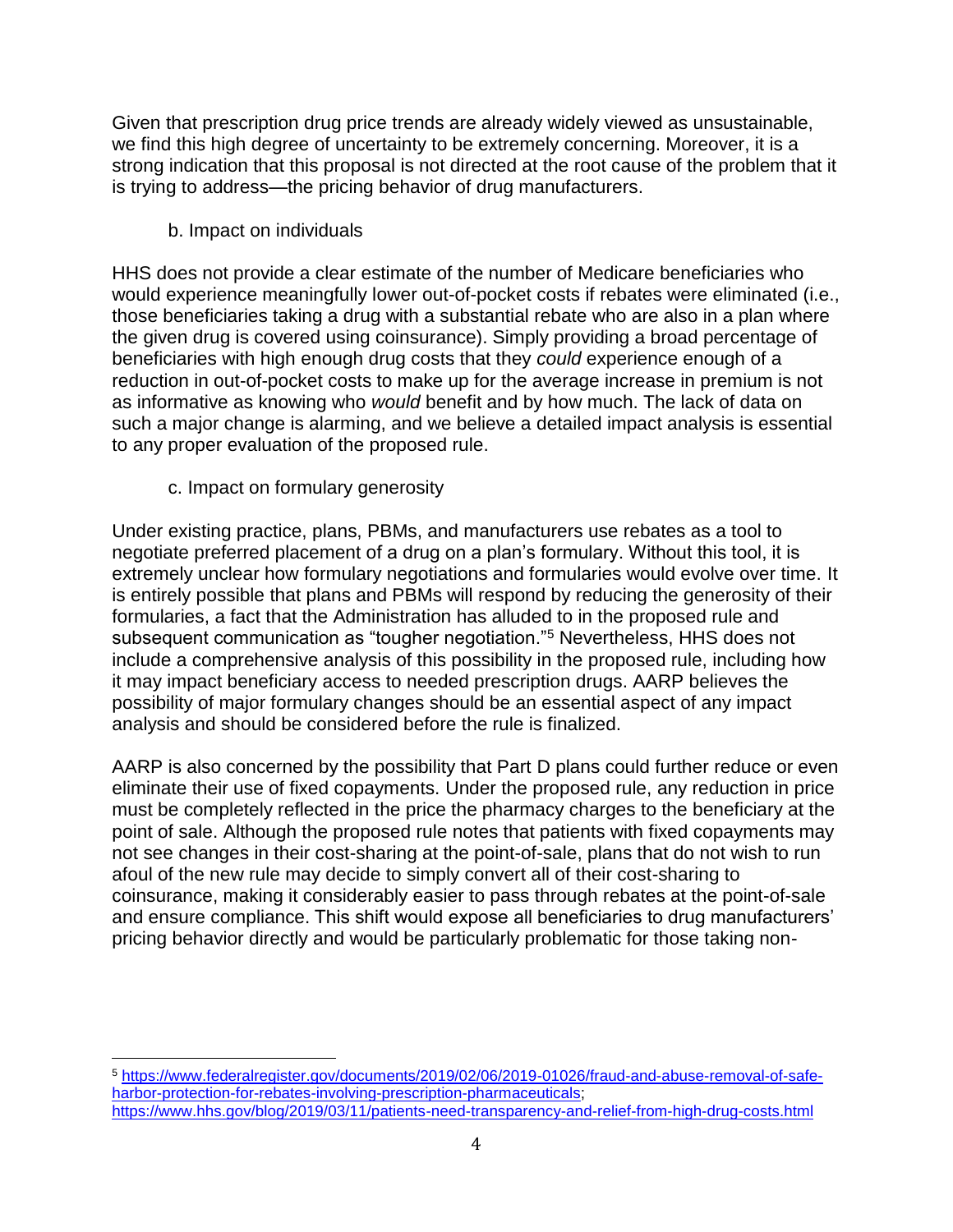Given that prescription drug price trends are already widely viewed as unsustainable, we find this high degree of uncertainty to be extremely concerning. Moreover, it is a strong indication that this proposal is not directed at the root cause of the problem that it is trying to address—the pricing behavior of drug manufacturers.

b. Impact on individuals

HHS does not provide a clear estimate of the number of Medicare beneficiaries who would experience meaningfully lower out-of-pocket costs if rebates were eliminated (i.e., those beneficiaries taking a drug with a substantial rebate who are also in a plan where the given drug is covered using coinsurance). Simply providing a broad percentage of beneficiaries with high enough drug costs that they *could* experience enough of a reduction in out-of-pocket costs to make up for the average increase in premium is not as informative as knowing who *would* benefit and by how much. The lack of data on such a major change is alarming, and we believe a detailed impact analysis is essential to any proper evaluation of the proposed rule.

c. Impact on formulary generosity

Under existing practice, plans, PBMs, and manufacturers use rebates as a tool to negotiate preferred placement of a drug on a plan's formulary. Without this tool, it is extremely unclear how formulary negotiations and formularies would evolve over time. It is entirely possible that plans and PBMs will respond by reducing the generosity of their formularies, a fact that the Administration has alluded to in the proposed rule and subsequent communication as "tougher negotiation."[5] Nevertheless, HHS does not include a comprehensive analysis of this possibility in the proposed rule, including how it may impact beneficiary access to needed prescription drugs. AARP believes the possibility of major formulary changes should be an essential aspect of any impact analysis and should be considered before the rule is finalized.

AARP is also concerned by the possibility that Part D plans could further reduce or even eliminate their use of fixed copayments. Under the proposed rule, any reduction in price must be completely reflected in the price the pharmacy charges to the beneficiary at the point of sale. Although the proposed rule notes that patients with fixed copayments may not see changes in their cost-sharing at the point-of-sale, plans that do not wish to run afoul of the new rule may decide to simply convert all of their cost-sharing to coinsurance, making it considerably easier to pass through rebates at the point-of-sale and ensure compliance. This shift would expose all beneficiaries to drug manufacturers' pricing behavior directly and would be particularly problematic for those taking non-

---

[5] https://www.federalregister.gov/documents/2019/02/06/2019-01026/fraud-and-abuse-removal-of-safe-harbor-protection-for-rebates-involving-prescription-pharmaceuticals; https://www.hhs.gov/blog/2019/03/11/patients-need-transparency-and-relief-from-high-drug-costs.html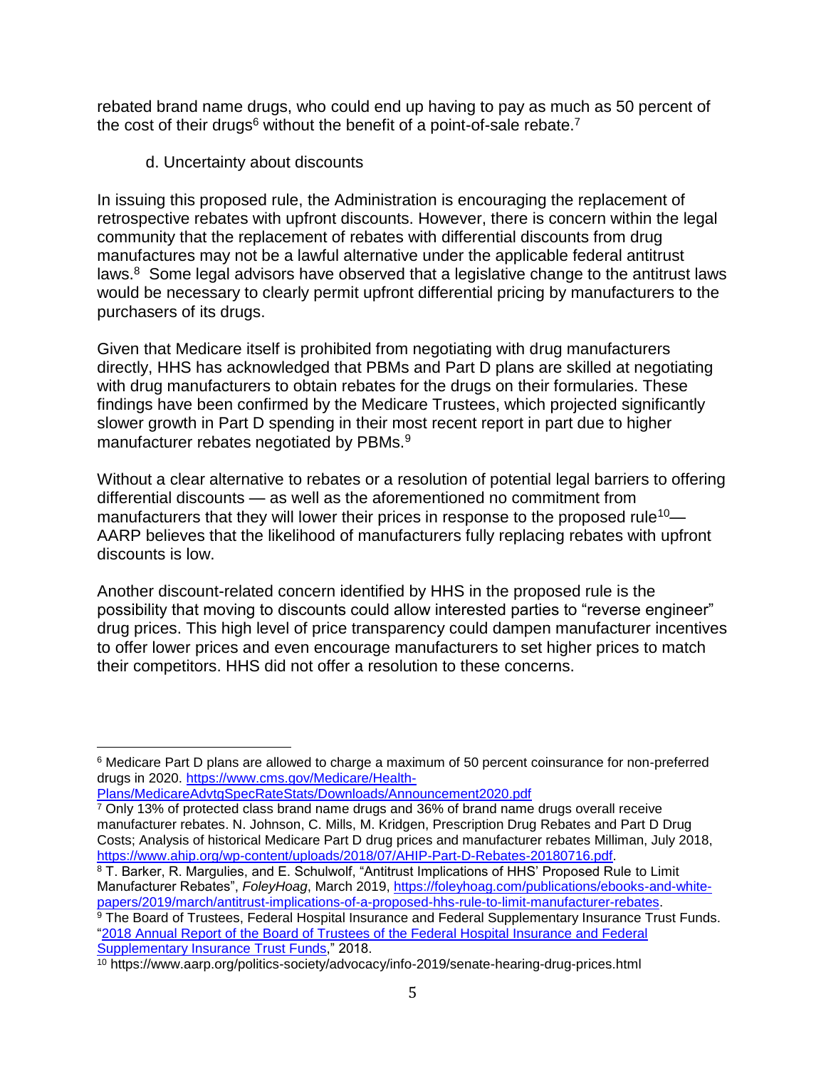rebated brand name drugs, who could end up having to pay as much as 50 percent of the cost of their drugs[6] without the benefit of a point-of-sale rebate.[7]

d. Uncertainty about discounts

In issuing this proposed rule, the Administration is encouraging the replacement of retrospective rebates with upfront discounts. However, there is concern within the legal community that the replacement of rebates with differential discounts from drug manufactures may not be a lawful alternative under the applicable federal antitrust laws.[8] Some legal advisors have observed that a legislative change to the antitrust laws would be necessary to clearly permit upfront differential pricing by manufacturers to the purchasers of its drugs.

Given that Medicare itself is prohibited from negotiating with drug manufacturers directly, HHS has acknowledged that PBMs and Part D plans are skilled at negotiating with drug manufacturers to obtain rebates for the drugs on their formularies. These findings have been confirmed by the Medicare Trustees, which projected significantly slower growth in Part D spending in their most recent report in part due to higher manufacturer rebates negotiated by PBMs.[9]

Without a clear alternative to rebates or a resolution of potential legal barriers to offering differential discounts — as well as the aforementioned no commitment from manufacturers that they will lower their prices in response to the proposed rule[10]— AARP believes that the likelihood of manufacturers fully replacing rebates with upfront discounts is low.

Another discount-related concern identified by HHS in the proposed rule is the possibility that moving to discounts could allow interested parties to "reverse engineer" drug prices. This high level of price transparency could dampen manufacturer incentives to offer lower prices and even encourage manufacturers to set higher prices to match their competitors. HHS did not offer a resolution to these concerns.

---

[6] Medicare Part D plans are allowed to charge a maximum of 50 percent coinsurance for non-preferred drugs in 2020. https://www.cms.gov/Medicare/Health-Plans/MedicareAdvtgSpecRateStats/Downloads/Announcement2020.pdf

[7] Only 13% of protected class brand name drugs and 36% of brand name drugs overall receive manufacturer rebates. N. Johnson, C. Mills, M. Kridgen, Prescription Drug Rebates and Part D Drug Costs; Analysis of historical Medicare Part D drug prices and manufacturer rebates Milliman, July 2018, https://www.ahip.org/wp-content/uploads/2018/07/AHIP-Part-D-Rebates-20180716.pdf.

[8] T. Barker, R. Margulies, and E. Schulwolf, "Antitrust Implications of HHS' Proposed Rule to Limit Manufacturer Rebates", *FoleyHoag*, March 2019, https://foleyhoag.com/publications/ebooks-and-white-papers/2019/march/antitrust-implications-of-a-proposed-hhs-rule-to-limit-manufacturer-rebates.

[9] The Board of Trustees, Federal Hospital Insurance and Federal Supplementary Insurance Trust Funds. "2018 Annual Report of the Board of Trustees of the Federal Hospital Insurance and Federal Supplementary Insurance Trust Funds," 2018.

[10] https://www.aarp.org/politics-society/advocacy/info-2019/senate-hearing-drug-prices.html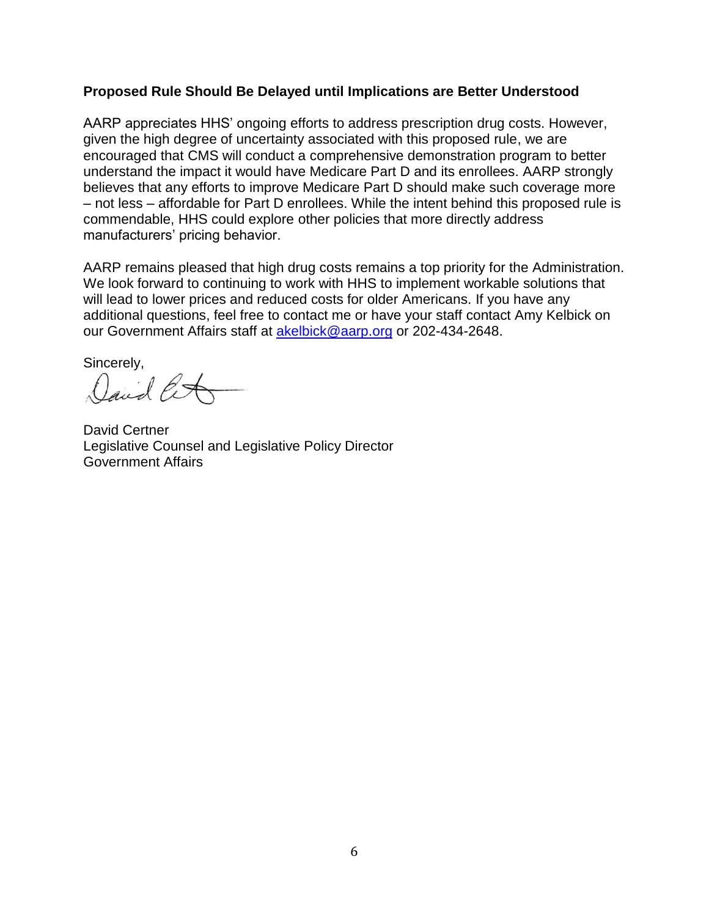**Proposed Rule Should Be Delayed until Implications are Better Understood**

AARP appreciates HHS' ongoing efforts to address prescription drug costs. However, given the high degree of uncertainty associated with this proposed rule, we are encouraged that CMS will conduct a comprehensive demonstration program to better understand the impact it would have Medicare Part D and its enrollees. AARP strongly believes that any efforts to improve Medicare Part D should make such coverage more – not less – affordable for Part D enrollees. While the intent behind this proposed rule is commendable, HHS could explore other policies that more directly address manufacturers' pricing behavior.

AARP remains pleased that high drug costs remains a top priority for the Administration. We look forward to continuing to work with HHS to implement workable solutions that will lead to lower prices and reduced costs for older Americans. If you have any additional questions, feel free to contact me or have your staff contact Amy Kelbick on our Government Affairs staff at akelbick@aarp.org or 202-434-2648.

Sincerely,

David Certner
Legislative Counsel and Legislative Policy Director
Government Affairs